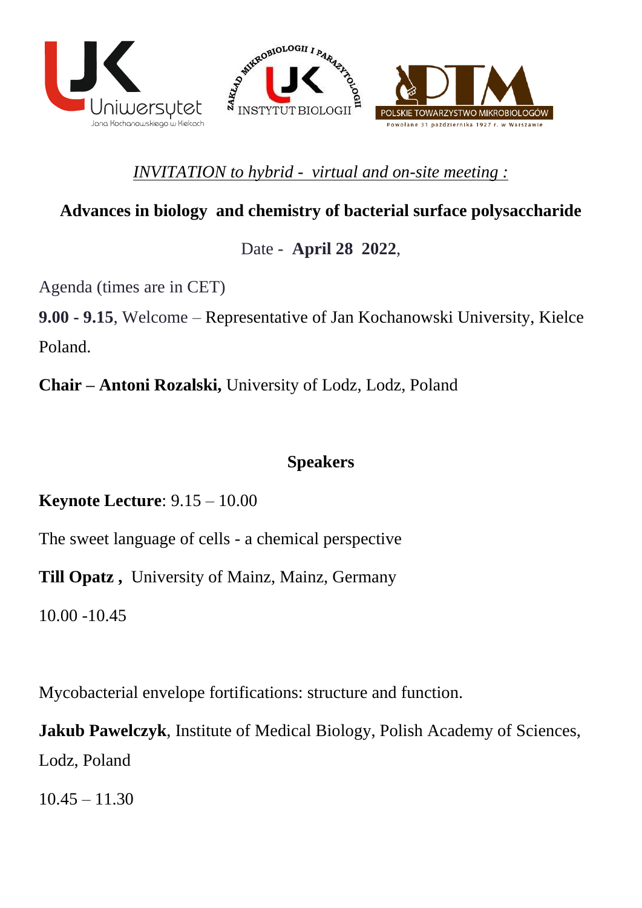*INVITATION to hybrid - virtual and on-site meeting :*

**Advances in biology and chemistry of bacterial surface polysaccharide**

Date - **April 28 2022**,

Agenda (times are in CET)

**9.00 - 9.15**, Welcome – Representative of Jan Kochanowski University, Kielce Poland.

**Chair – Antoni Rozalski,** University of Lodz, Lodz, Poland

## Speakers

**Keynote Lecture**: 9.15 – 10.00

The sweet language of cells - a chemical perspective

**Till Opatz ,** University of Mainz, Mainz, Germany

10.00 -10.45

Mycobacterial envelope fortifications: structure and function.

**Jakub Pawelczyk**, Institute of Medical Biology, Polish Academy of Sciences, Lodz, Poland

10.45 – 11.30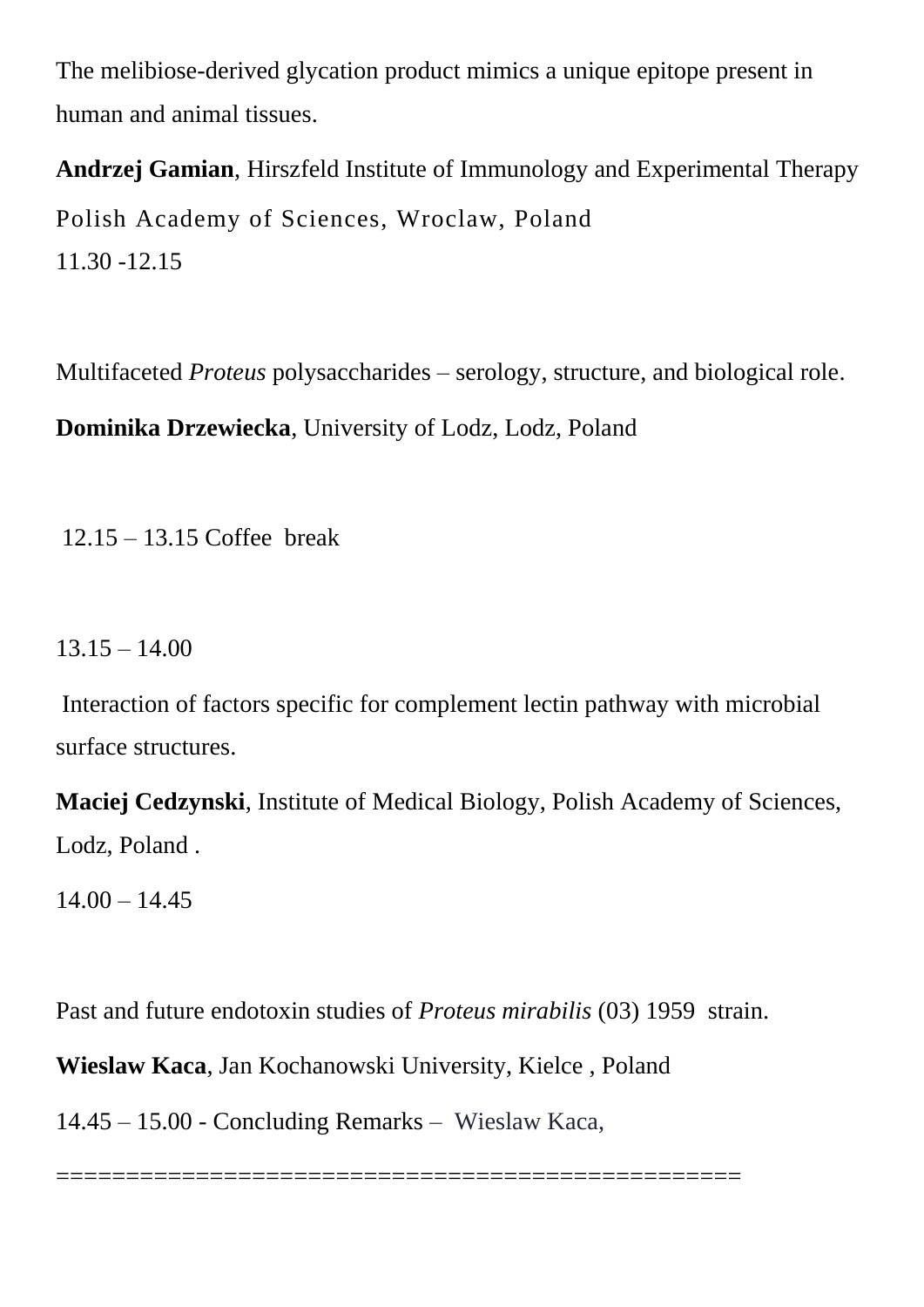The melibiose-derived glycation product mimics a unique epitope present in human and animal tissues.

**Andrzej Gamian**, Hirszfeld Institute of Immunology and Experimental Therapy Polish Academy of Sciences, Wroclaw, Poland

11.30 -12.15

Multifaceted *Proteus* polysaccharides – serology, structure, and biological role.

**Dominika Drzewiecka**, University of Lodz, Lodz, Poland

12.15 – 13.15 Coffee break

13.15 – 14.00

Interaction of factors specific for complement lectin pathway with microbial surface structures.

**Maciej Cedzynski**, Institute of Medical Biology, Polish Academy of Sciences, Lodz, Poland .

14.00 – 14.45

Past and future endotoxin studies of *Proteus mirabilis* (03) 1959 strain.

**Wieslaw Kaca**, Jan Kochanowski University, Kielce , Poland

14.45 – 15.00 - Concluding Remarks – Wieslaw Kaca,

==================================================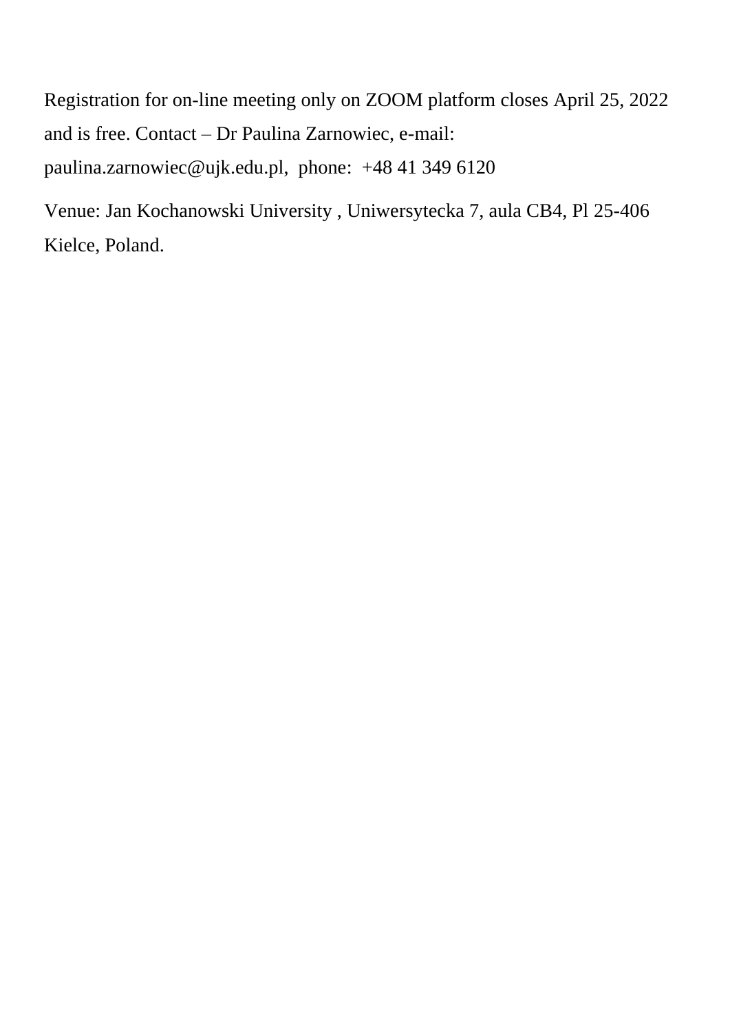Registration for on-line meeting only on ZOOM platform closes April 25, 2022 and is free. Contact – Dr Paulina Zarnowiec, e-mail: paulina.zarnowiec@ujk.edu.pl, phone: +48 41 349 6120

Venue: Jan Kochanowski University , Uniwersytecka 7, aula CB4, Pl 25-406 Kielce, Poland.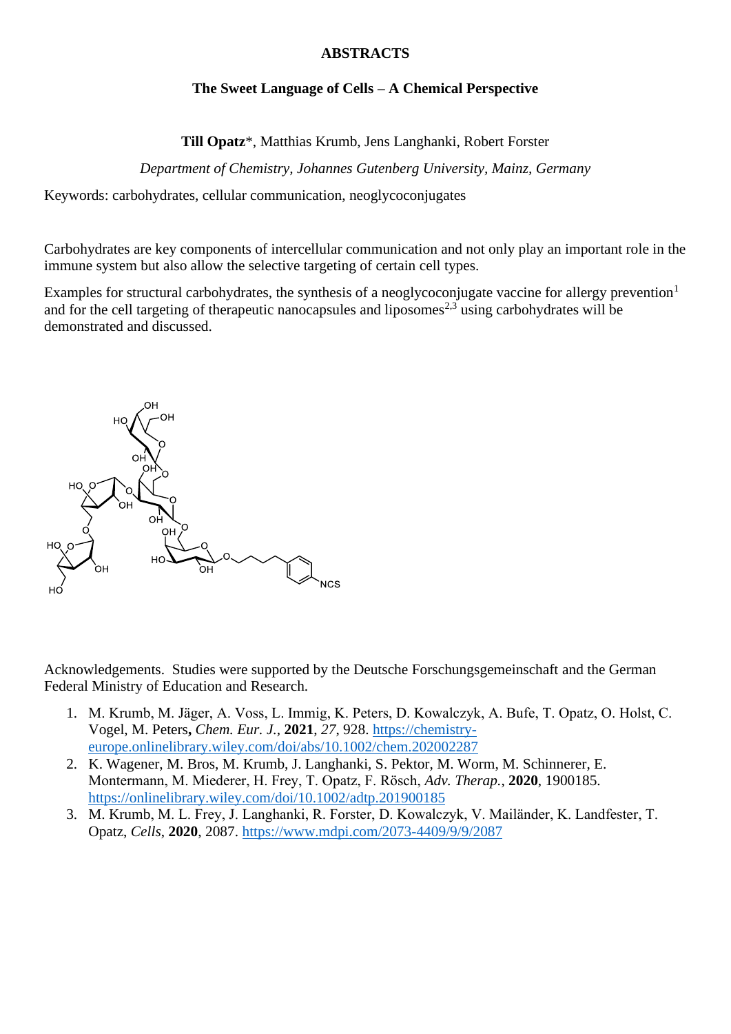# ABSTRACTS

## The Sweet Language of Cells – A Chemical Perspective

**Till Opatz***, Matthias Krumb, Jens Langhanki, Robert Forster

*Department of Chemistry, Johannes Gutenberg University, Mainz, Germany*

Keywords: carbohydrates, cellular communication, neoglycoconjugates

Carbohydrates are key components of intercellular communication and not only play an important role in the immune system but also allow the selective targeting of certain cell types.

Examples for structural carbohydrates, the synthesis of a neoglycoconjugate vaccine for allergy prevention[1] and for the cell targeting of therapeutic nanocapsules and liposomes[2,3] using carbohydrates will be demonstrated and discussed.

Acknowledgements. Studies were supported by the Deutsche Forschungsgemeinschaft and the German Federal Ministry of Education and Research.

1. M. Krumb, M. Jäger, A. Voss, L. Immig, K. Peters, D. Kowalczyk, A. Bufe, T. Opatz, O. Holst, C. Vogel, M. Peters**,** *Chem. Eur. J.*, **2021**, *27*, 928. https://chemistry-europe.onlinelibrary.wiley.com/doi/abs/10.1002/chem.202002287
2. K. Wagener, M. Bros, M. Krumb, J. Langhanki, S. Pektor, M. Worm, M. Schinnerer, E. Montermann, M. Miederer, H. Frey, T. Opatz, F. Rösch, *Adv. Therap.*, **2020**, 1900185. https://onlinelibrary.wiley.com/doi/10.1002/adtp.201900185
3. M. Krumb, M. L. Frey, J. Langhanki, R. Forster, D. Kowalczyk, V. Mailänder, K. Landfester, T. Opatz, *Cells*, **2020**, 2087. https://www.mdpi.com/2073-4409/9/9/2087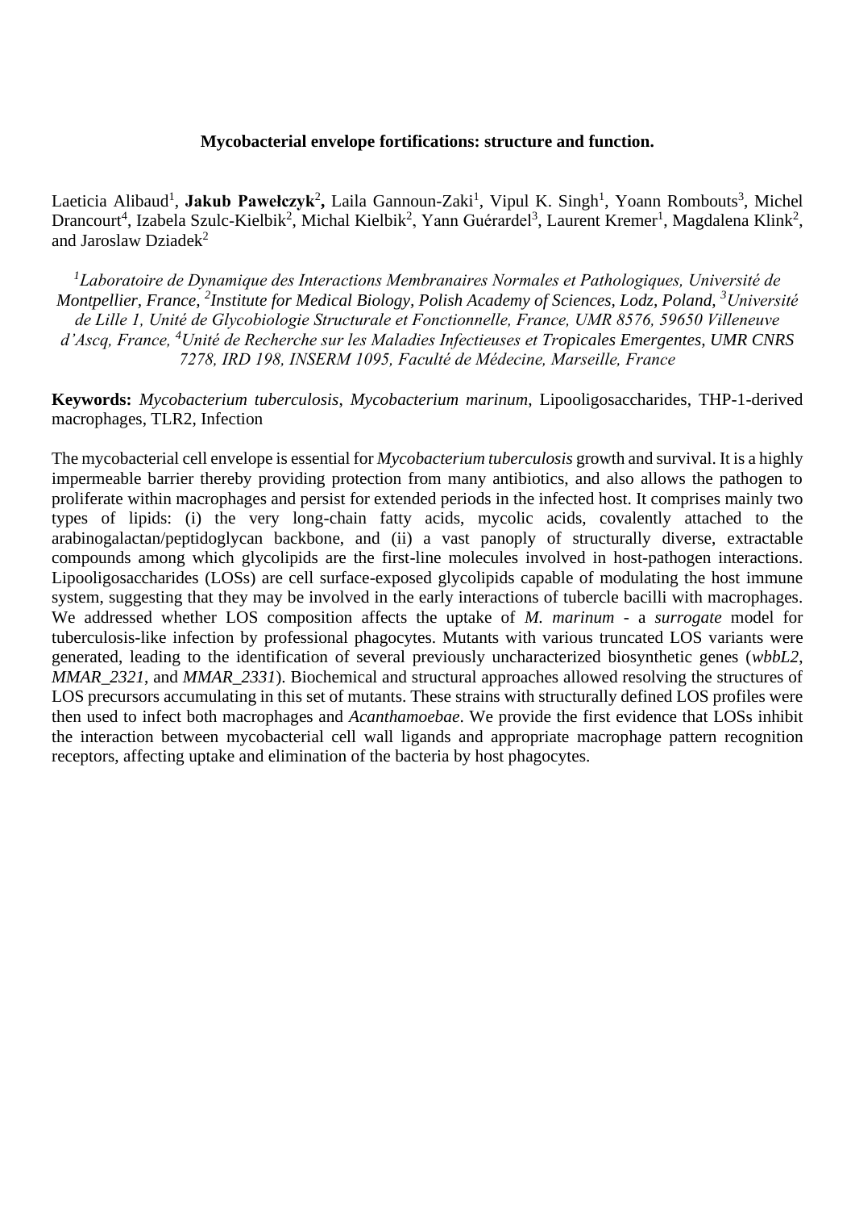**Mycobacterial envelope fortifications: structure and function.**

Laeticia Alibaud[1], **Jakub Pawełczyk**[2]**,** Laila Gannoun-Zaki[1], Vipul K. Singh[1], Yoann Rombouts[3], Michel Drancourt[4], Izabela Szulc-Kielbik[2], Michal Kielbik[2], Yann Guérardel[3], Laurent Kremer[1], Magdalena Klink[2], and Jaroslaw Dziadek[2]

*[1]Laboratoire de Dynamique des Interactions Membranaires Normales et Pathologiques, Université de Montpellier, France, [2]Institute for Medical Biology, Polish Academy of Sciences, Lodz, Poland, [3]Université de Lille 1, Unité de Glycobiologie Structurale et Fonctionnelle, France, UMR 8576, 59650 Villeneuve d'Ascq, France, [4]Unité de Recherche sur les Maladies Infectieuses et Tropicales Emergentes, UMR CNRS 7278, IRD 198, INSERM 1095, Faculté de Médecine, Marseille, France*

**Keywords:** *Mycobacterium tuberculosis*, *Mycobacterium marinum*, Lipooligosaccharides, THP-1-derived macrophages, TLR2, Infection

The mycobacterial cell envelope is essential for *Mycobacterium tuberculosis* growth and survival. It is a highly impermeable barrier thereby providing protection from many antibiotics, and also allows the pathogen to proliferate within macrophages and persist for extended periods in the infected host. It comprises mainly two types of lipids: (i) the very long-chain fatty acids, mycolic acids, covalently attached to the arabinogalactan/peptidoglycan backbone, and (ii) a vast panoply of structurally diverse, extractable compounds among which glycolipids are the first-line molecules involved in host-pathogen interactions. Lipooligosaccharides (LOSs) are cell surface-exposed glycolipids capable of modulating the host immune system, suggesting that they may be involved in the early interactions of tubercle bacilli with macrophages. We addressed whether LOS composition affects the uptake of *M. marinum* - a *surrogate* model for tuberculosis-like infection by professional phagocytes. Mutants with various truncated LOS variants were generated, leading to the identification of several previously uncharacterized biosynthetic genes (*wbbL2*, *MMAR_2321*, and *MMAR_2331*). Biochemical and structural approaches allowed resolving the structures of LOS precursors accumulating in this set of mutants. These strains with structurally defined LOS profiles were then used to infect both macrophages and *Acanthamoebae*. We provide the first evidence that LOSs inhibit the interaction between mycobacterial cell wall ligands and appropriate macrophage pattern recognition receptors, affecting uptake and elimination of the bacteria by host phagocytes.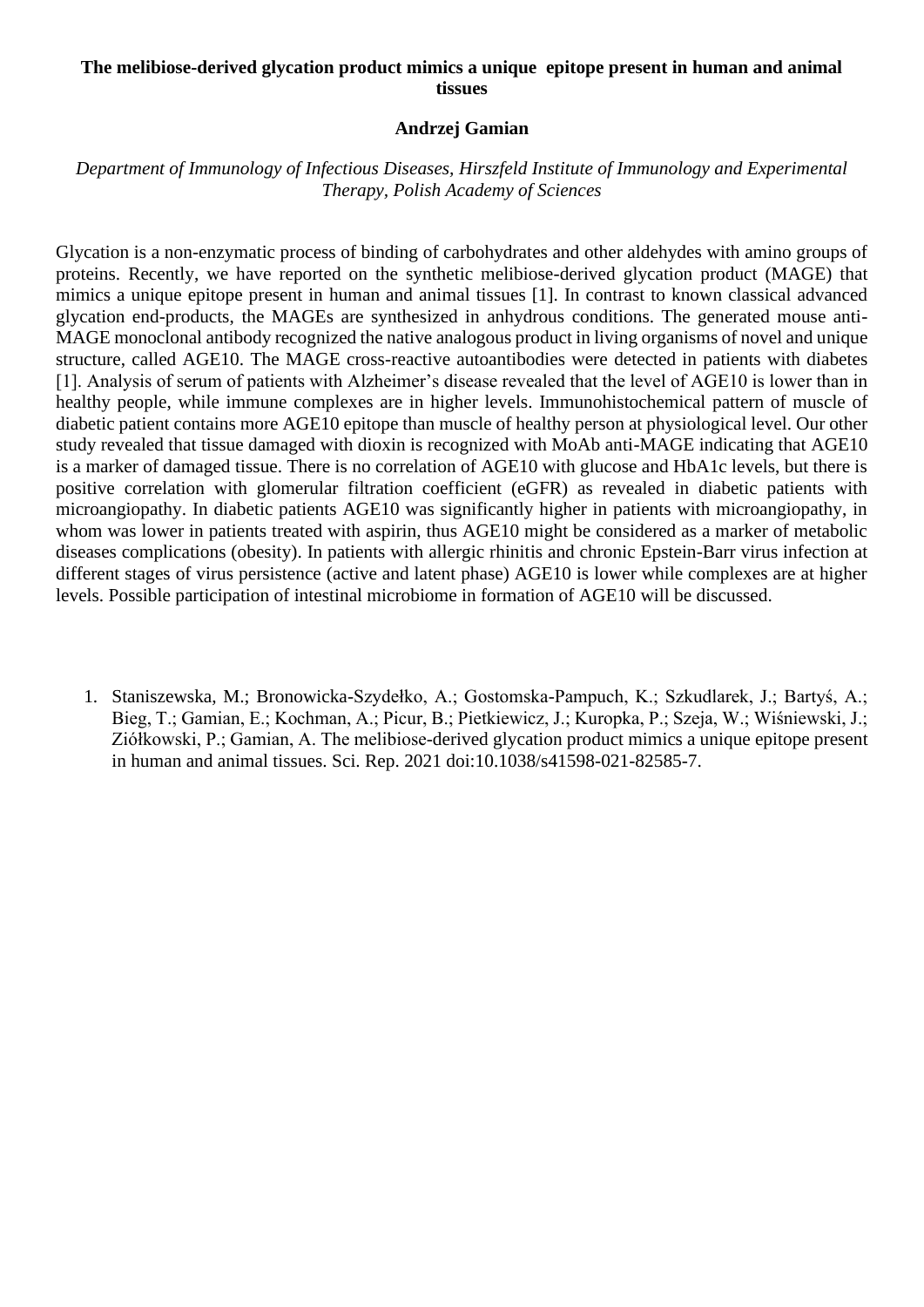**The melibiose-derived glycation product mimics a unique epitope present in human and animal tissues**

**Andrzej Gamian**

*Department of Immunology of Infectious Diseases, Hirszfeld Institute of Immunology and Experimental Therapy, Polish Academy of Sciences*

Glycation is a non-enzymatic process of binding of carbohydrates and other aldehydes with amino groups of proteins. Recently, we have reported on the synthetic melibiose-derived glycation product (MAGE) that mimics a unique epitope present in human and animal tissues [1]. In contrast to known classical advanced glycation end-products, the MAGEs are synthesized in anhydrous conditions. The generated mouse anti-MAGE monoclonal antibody recognized the native analogous product in living organisms of novel and unique structure, called AGE10. The MAGE cross-reactive autoantibodies were detected in patients with diabetes [1]. Analysis of serum of patients with Alzheimer's disease revealed that the level of AGE10 is lower than in healthy people, while immune complexes are in higher levels. Immunohistochemical pattern of muscle of diabetic patient contains more AGE10 epitope than muscle of healthy person at physiological level. Our other study revealed that tissue damaged with dioxin is recognized with MoAb anti-MAGE indicating that AGE10 is a marker of damaged tissue. There is no correlation of AGE10 with glucose and HbA1c levels, but there is positive correlation with glomerular filtration coefficient (eGFR) as revealed in diabetic patients with microangiopathy. In diabetic patients AGE10 was significantly higher in patients with microangiopathy, in whom was lower in patients treated with aspirin, thus AGE10 might be considered as a marker of metabolic diseases complications (obesity). In patients with allergic rhinitis and chronic Epstein-Barr virus infection at different stages of virus persistence (active and latent phase) AGE10 is lower while complexes are at higher levels. Possible participation of intestinal microbiome in formation of AGE10 will be discussed.

1. Staniszewska, M.; Bronowicka-Szydełko, A.; Gostomska-Pampuch, K.; Szkudlarek, J.; Bartyś, A.; Bieg, T.; Gamian, E.; Kochman, A.; Picur, B.; Pietkiewicz, J.; Kuropka, P.; Szeja, W.; Wiśniewski, J.; Ziółkowski, P.; Gamian, A. The melibiose-derived glycation product mimics a unique epitope present in human and animal tissues. Sci. Rep. 2021 doi:10.1038/s41598-021-82585-7.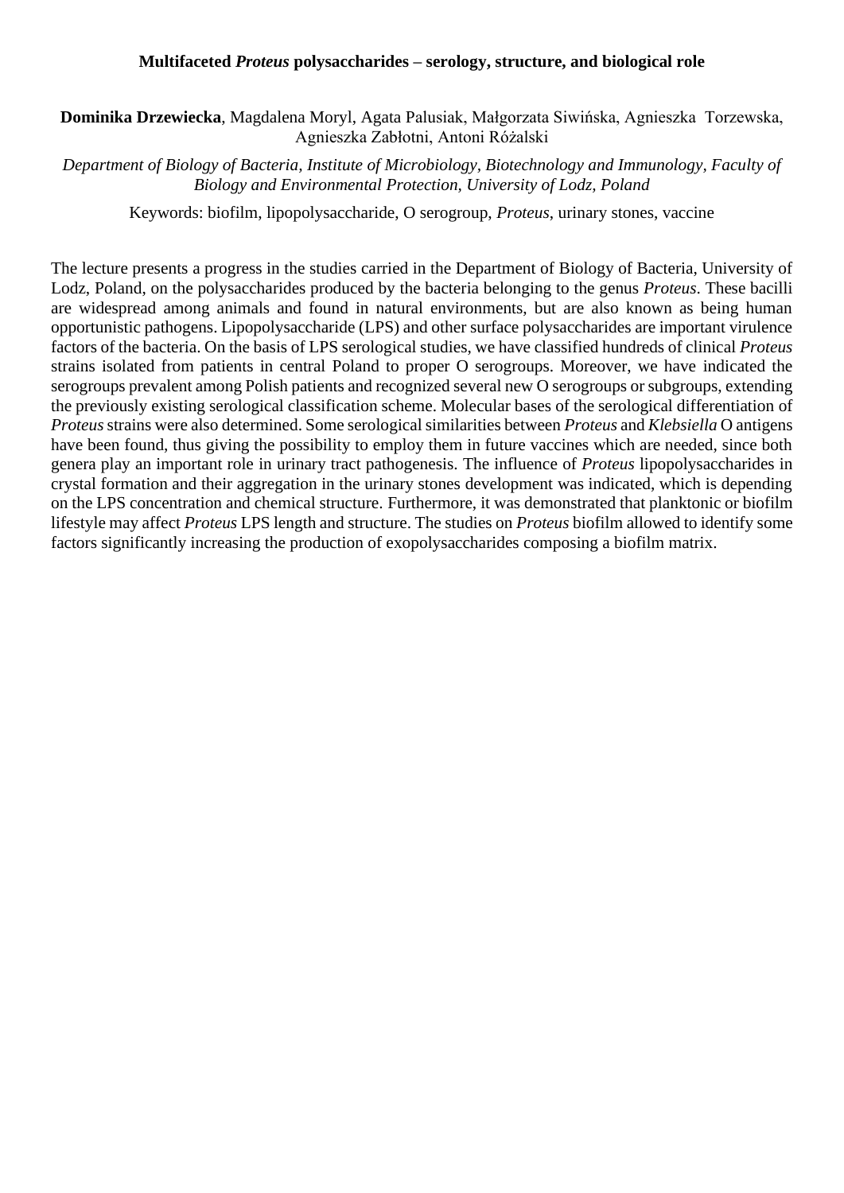# Multifaceted *Proteus* polysaccharides – serology, structure, and biological role

**Dominika Drzewiecka**, Magdalena Moryl, Agata Palusiak, Małgorzata Siwińska, Agnieszka Torzewska, Agnieszka Zabłotni, Antoni Różalski

*Department of Biology of Bacteria, Institute of Microbiology, Biotechnology and Immunology, Faculty of Biology and Environmental Protection, University of Lodz, Poland*

Keywords: biofilm, lipopolysaccharide, O serogroup, *Proteus*, urinary stones, vaccine

The lecture presents a progress in the studies carried in the Department of Biology of Bacteria, University of Lodz, Poland, on the polysaccharides produced by the bacteria belonging to the genus *Proteus*. These bacilli are widespread among animals and found in natural environments, but are also known as being human opportunistic pathogens. Lipopolysaccharide (LPS) and other surface polysaccharides are important virulence factors of the bacteria. On the basis of LPS serological studies, we have classified hundreds of clinical *Proteus* strains isolated from patients in central Poland to proper O serogroups. Moreover, we have indicated the serogroups prevalent among Polish patients and recognized several new O serogroups or subgroups, extending the previously existing serological classification scheme. Molecular bases of the serological differentiation of *Proteus* strains were also determined. Some serological similarities between *Proteus* and *Klebsiella* O antigens have been found, thus giving the possibility to employ them in future vaccines which are needed, since both genera play an important role in urinary tract pathogenesis. The influence of *Proteus* lipopolysaccharides in crystal formation and their aggregation in the urinary stones development was indicated, which is depending on the LPS concentration and chemical structure. Furthermore, it was demonstrated that planktonic or biofilm lifestyle may affect *Proteus* LPS length and structure. The studies on *Proteus* biofilm allowed to identify some factors significantly increasing the production of exopolysaccharides composing a biofilm matrix.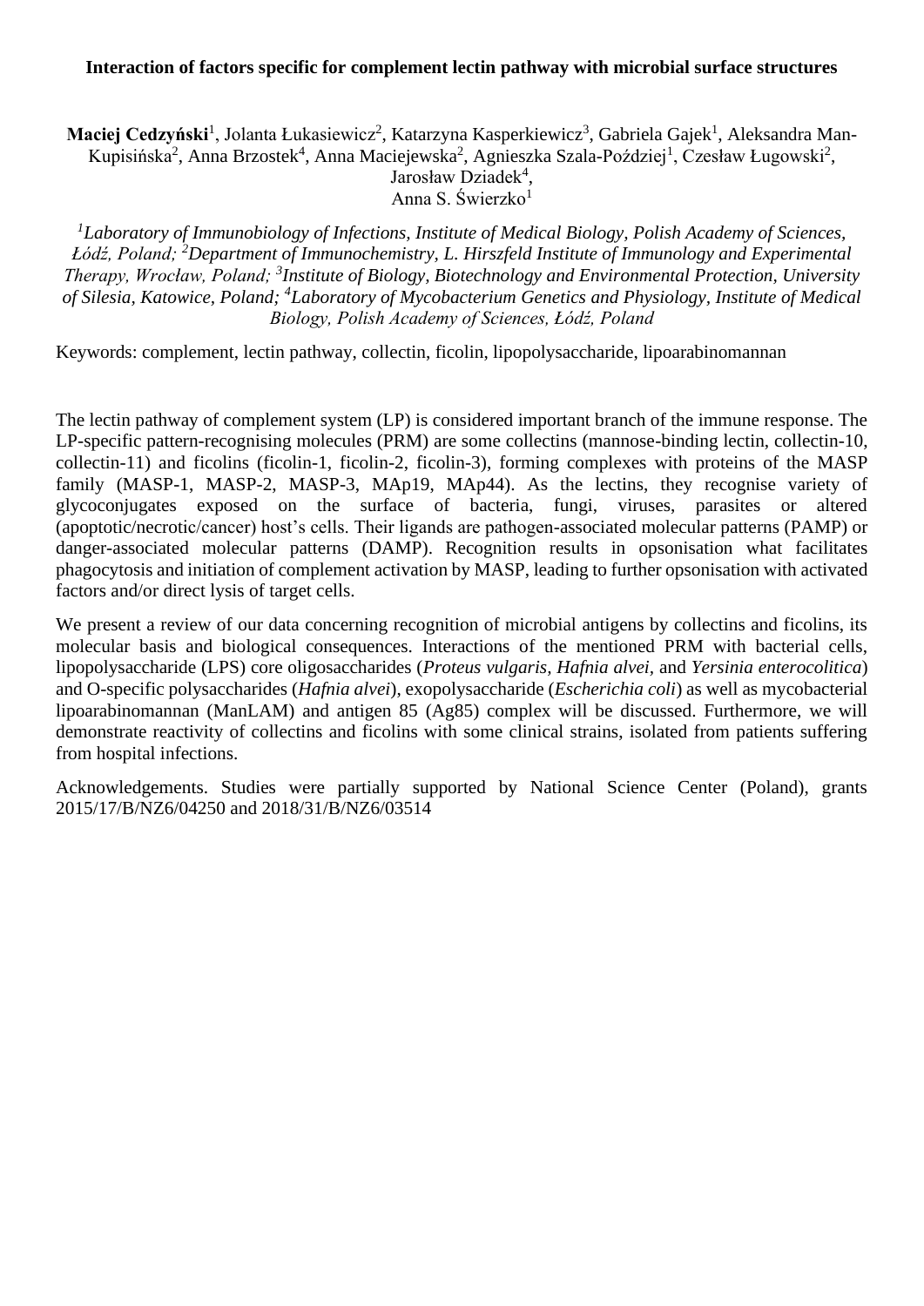**Interaction of factors specific for complement lectin pathway with microbial surface structures**

**Maciej Cedzyński**[1], Jolanta Łukasiewicz[2], Katarzyna Kasperkiewicz[3], Gabriela Gajek[1], Aleksandra Man-Kupisińska[2], Anna Brzostek[4], Anna Maciejewska[2], Agnieszka Szala-Poździej[1], Czesław Ługowski[2], Jarosław Dziadek[4],
Anna S. Świerzko[1]

*[1]Laboratory of Immunobiology of Infections, Institute of Medical Biology, Polish Academy of Sciences, Łódź, Poland; [2]Department of Immunochemistry, L. Hirszfeld Institute of Immunology and Experimental Therapy, Wrocław, Poland; [3]Institute of Biology, Biotechnology and Environmental Protection, University of Silesia, Katowice, Poland; [4]Laboratory of Mycobacterium Genetics and Physiology, Institute of Medical Biology, Polish Academy of Sciences, Łódź, Poland*

Keywords: complement, lectin pathway, collectin, ficolin, lipopolysaccharide, lipoarabinomannan

The lectin pathway of complement system (LP) is considered important branch of the immune response. The LP-specific pattern-recognising molecules (PRM) are some collectins (mannose-binding lectin, collectin-10, collectin-11) and ficolins (ficolin-1, ficolin-2, ficolin-3), forming complexes with proteins of the MASP family (MASP-1, MASP-2, MASP-3, MAp19, MAp44). As the lectins, they recognise variety of glycoconjugates exposed on the surface of bacteria, fungi, viruses, parasites or altered (apoptotic/necrotic/cancer) host's cells. Their ligands are pathogen-associated molecular patterns (PAMP) or danger-associated molecular patterns (DAMP). Recognition results in opsonisation what facilitates phagocytosis and initiation of complement activation by MASP, leading to further opsonisation with activated factors and/or direct lysis of target cells.

We present a review of our data concerning recognition of microbial antigens by collectins and ficolins, its molecular basis and biological consequences. Interactions of the mentioned PRM with bacterial cells, lipopolysaccharide (LPS) core oligosaccharides (*Proteus vulgaris*, *Hafnia alvei*, and *Yersinia enterocolitica*) and O-specific polysaccharides (*Hafnia alvei*), exopolysaccharide (*Escherichia coli*) as well as mycobacterial lipoarabinomannan (ManLAM) and antigen 85 (Ag85) complex will be discussed. Furthermore, we will demonstrate reactivity of collectins and ficolins with some clinical strains, isolated from patients suffering from hospital infections.

Acknowledgements. Studies were partially supported by National Science Center (Poland), grants 2015/17/B/NZ6/04250 and 2018/31/B/NZ6/03514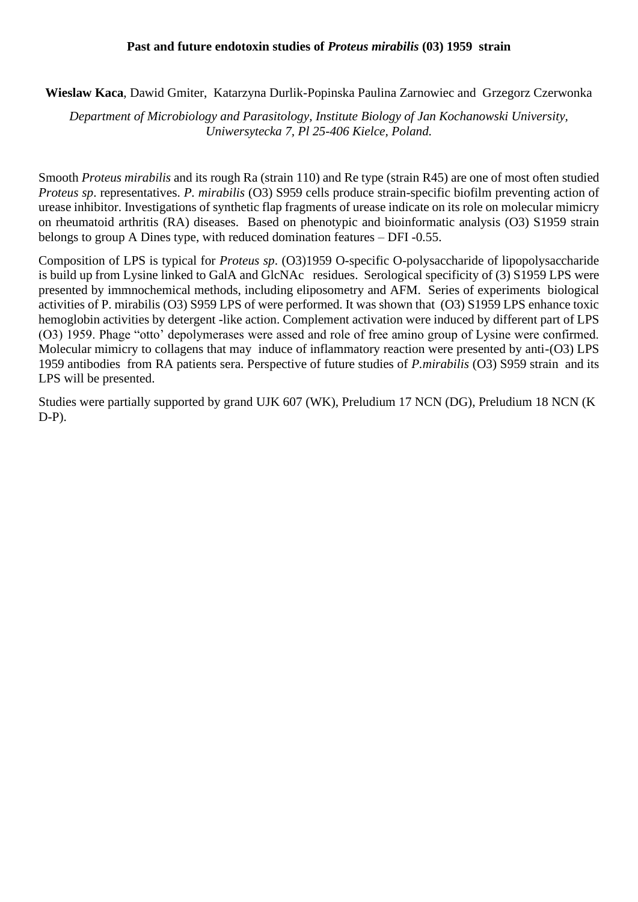### Past and future endotoxin studies of *Proteus mirabilis* (03) 1959 strain

**Wieslaw Kaca**, Dawid Gmiter, Katarzyna Durlik-Popinska Paulina Zarnowiec and Grzegorz Czerwonka

*Department of Microbiology and Parasitology, Institute Biology of Jan Kochanowski University, Uniwersytecka 7, Pl 25-406 Kielce, Poland.*

Smooth *Proteus mirabilis* and its rough Ra (strain 110) and Re type (strain R45) are one of most often studied *Proteus sp*. representatives. *P. mirabilis* (O3) S959 cells produce strain-specific biofilm preventing action of urease inhibitor. Investigations of synthetic flap fragments of urease indicate on its role on molecular mimicry on rheumatoid arthritis (RA) diseases. Based on phenotypic and bioinformatic analysis (O3) S1959 strain belongs to group A Dines type, with reduced domination features – DFI -0.55.

Composition of LPS is typical for *Proteus sp*. (O3)1959 O-specific O-polysaccharide of lipopolysaccharide is build up from Lysine linked to GalA and GlcNAc residues. Serological specificity of (3) S1959 LPS were presented by immnochemical methods, including eliposometry and AFM. Series of experiments biological activities of P. mirabilis (O3) S959 LPS of were performed. It was shown that (O3) S1959 LPS enhance toxic hemoglobin activities by detergent -like action. Complement activation were induced by different part of LPS (O3) 1959. Phage "otto' depolymerases were assed and role of free amino group of Lysine were confirmed. Molecular mimicry to collagens that may induce of inflammatory reaction were presented by anti-(O3) LPS 1959 antibodies from RA patients sera. Perspective of future studies of *P.mirabilis* (O3) S959 strain and its LPS will be presented.

Studies were partially supported by grand UJK 607 (WK), Preludium 17 NCN (DG), Preludium 18 NCN (K D-P).